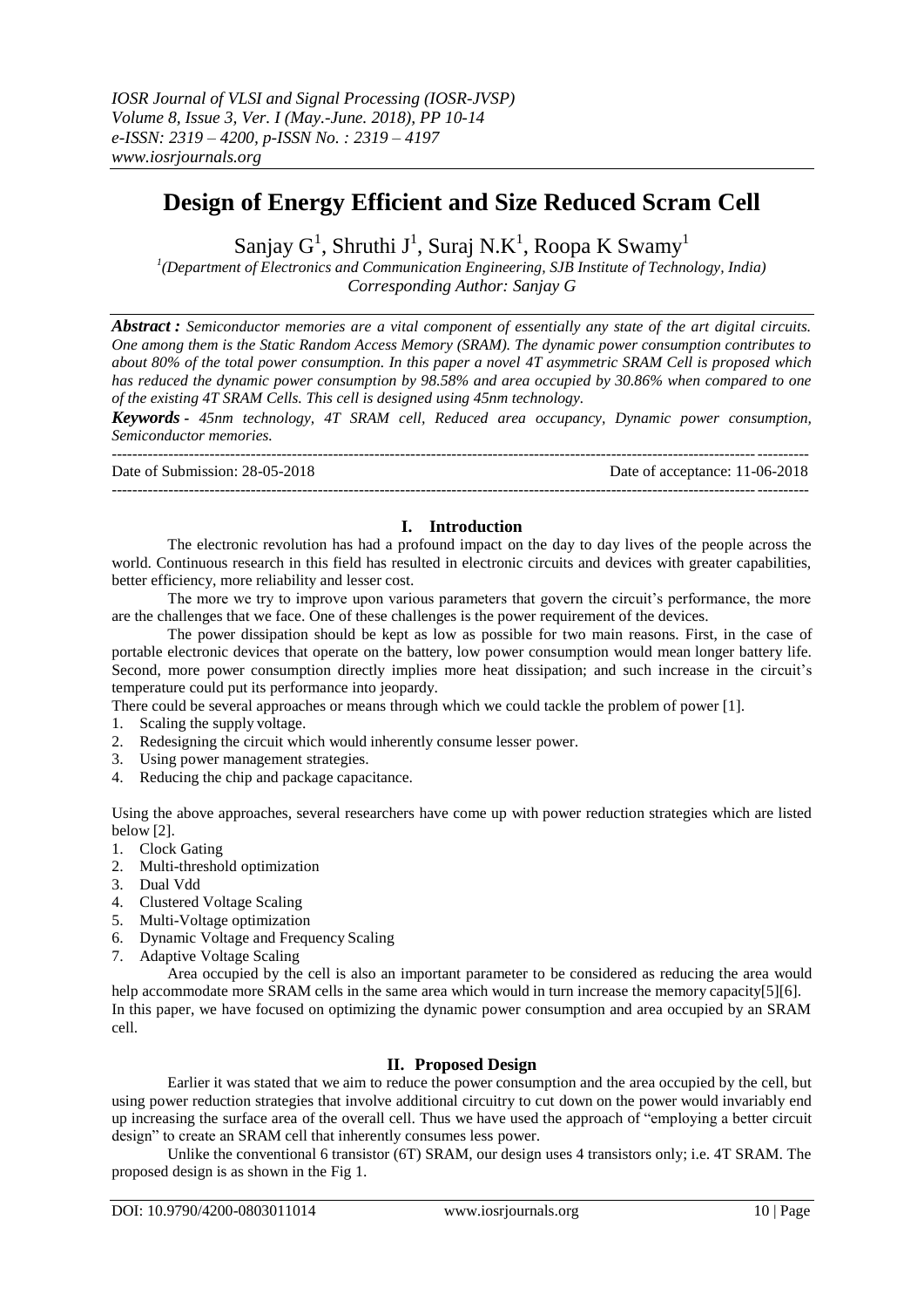# Design of Energy Efficient and Size Reduced Scram Cell

Sanjay G[1], Shruthi J[1], Suraj N.K[1], Roopa K Swamy[1]

[1](Department of Electronics and Communication Engineering, SJB Institute of Technology, India)
*Corresponding Author: Sanjay G*

***Abstract :*** *Semiconductor memories are a vital component of essentially any state of the art digital circuits. One among them is the Static Random Access Memory (SRAM). The dynamic power consumption contributes to about 80% of the total power consumption. In this paper a novel 4T asymmetric SRAM Cell is proposed which has reduced the dynamic power consumption by 98.58% and area occupied by 30.86% when compared to one of the existing 4T SRAM Cells. This cell is designed using 45nm technology.*

***Keywords*** *- 45nm technology, 4T SRAM cell, Reduced area occupancy, Dynamic power consumption, Semiconductor memories.*

---

Date of Submission: 28-05-2018 | Date of acceptance: 11-06-2018

---

## I. Introduction

The electronic revolution has had a profound impact on the day to day lives of the people across the world. Continuous research in this field has resulted in electronic circuits and devices with greater capabilities, better efficiency, more reliability and lesser cost.

The more we try to improve upon various parameters that govern the circuit's performance, the more are the challenges that we face. One of these challenges is the power requirement of the devices.

The power dissipation should be kept as low as possible for two main reasons. First, in the case of portable electronic devices that operate on the battery, low power consumption would mean longer battery life. Second, more power consumption directly implies more heat dissipation; and such increase in the circuit's temperature could put its performance into jeopardy.

There could be several approaches or means through which we could tackle the problem of power [1].

1. Scaling the supply voltage.
2. Redesigning the circuit which would inherently consume lesser power.
3. Using power management strategies.
4. Reducing the chip and package capacitance.

Using the above approaches, several researchers have come up with power reduction strategies which are listed below [2].

1. Clock Gating
2. Multi-threshold optimization
3. Dual Vdd
4. Clustered Voltage Scaling
5. Multi-Voltage optimization
6. Dynamic Voltage and Frequency Scaling
7. Adaptive Voltage Scaling

Area occupied by the cell is also an important parameter to be considered as reducing the area would help accommodate more SRAM cells in the same area which would in turn increase the memory capacity[5][6]. In this paper, we have focused on optimizing the dynamic power consumption and area occupied by an SRAM cell.

## II. Proposed Design

Earlier it was stated that we aim to reduce the power consumption and the area occupied by the cell, but using power reduction strategies that involve additional circuitry to cut down on the power would invariably end up increasing the surface area of the overall cell. Thus we have used the approach of "employing a better circuit design" to create an SRAM cell that inherently consumes less power.

Unlike the conventional 6 transistor (6T) SRAM, our design uses 4 transistors only; i.e. 4T SRAM. The proposed design is as shown in the Fig 1.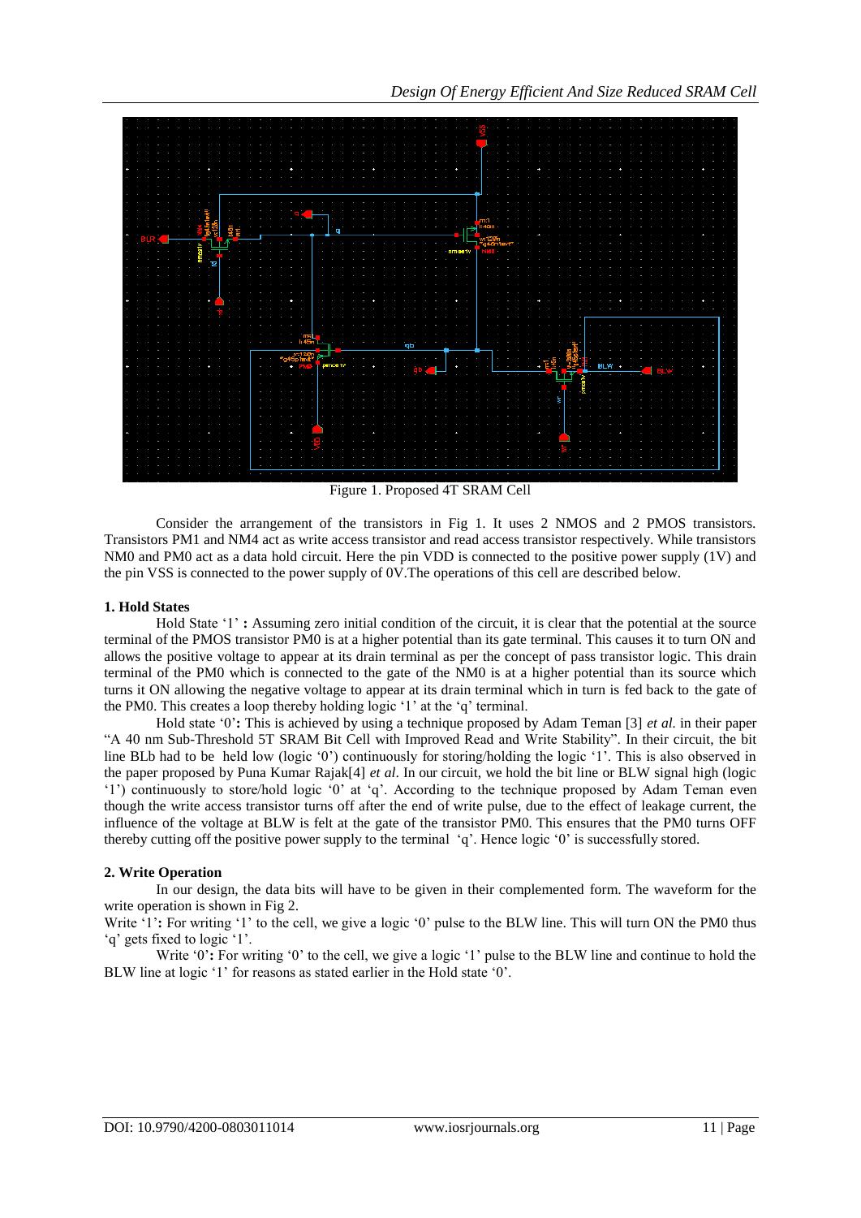Figure 1. Proposed 4T SRAM Cell

Consider the arrangement of the transistors in Fig 1. It uses 2 NMOS and 2 PMOS transistors. Transistors PM1 and NM4 act as write access transistor and read access transistor respectively. While transistors NM0 and PM0 act as a data hold circuit. Here the pin VDD is connected to the positive power supply (1V) and the pin VSS is connected to the power supply of 0V.The operations of this cell are described below.

### 1. Hold States

Hold State '1' **:** Assuming zero initial condition of the circuit, it is clear that the potential at the source terminal of the PMOS transistor PM0 is at a higher potential than its gate terminal. This causes it to turn ON and allows the positive voltage to appear at its drain terminal as per the concept of pass transistor logic. This drain terminal of the PM0 which is connected to the gate of the NM0 is at a higher potential than its source which turns it ON allowing the negative voltage to appear at its drain terminal which in turn is fed back to the gate of the PM0. This creates a loop thereby holding logic '1' at the 'q' terminal.

Hold state '0'**:** This is achieved by using a technique proposed by Adam Teman [3] *et al.* in their paper "A 40 nm Sub-Threshold 5T SRAM Bit Cell with Improved Read and Write Stability". In their circuit, the bit line BLb had to be held low (logic '0') continuously for storing/holding the logic '1'. This is also observed in the paper proposed by Puna Kumar Rajak[4] *et al*. In our circuit, we hold the bit line or BLW signal high (logic '1') continuously to store/hold logic '0' at 'q'. According to the technique proposed by Adam Teman even though the write access transistor turns off after the end of write pulse, due to the effect of leakage current, the influence of the voltage at BLW is felt at the gate of the transistor PM0. This ensures that the PM0 turns OFF thereby cutting off the positive power supply to the terminal 'q'. Hence logic '0' is successfully stored.

### 2. Write Operation

In our design, the data bits will have to be given in their complemented form. The waveform for the write operation is shown in Fig 2.

Write '1'**:** For writing '1' to the cell, we give a logic '0' pulse to the BLW line. This will turn ON the PM0 thus 'q' gets fixed to logic '1'.

Write '0'**:** For writing '0' to the cell, we give a logic '1' pulse to the BLW line and continue to hold the BLW line at logic '1' for reasons as stated earlier in the Hold state '0'.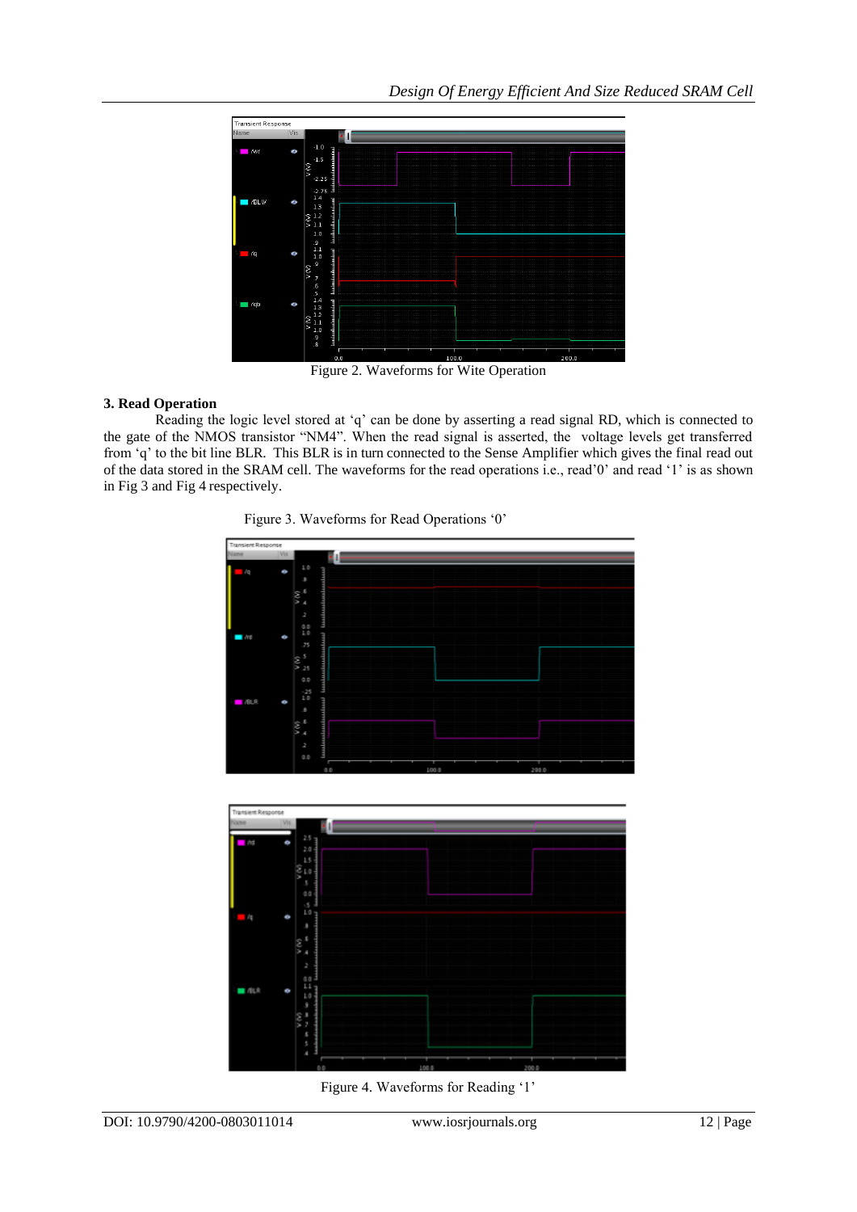Figure 2. Waveforms for Wite Operation

### 3. Read Operation

Reading the logic level stored at 'q' can be done by asserting a read signal RD, which is connected to the gate of the NMOS transistor "NM4". When the read signal is asserted, the voltage levels get transferred from 'q' to the bit line BLR. This BLR is in turn connected to the Sense Amplifier which gives the final read out of the data stored in the SRAM cell. The waveforms for the read operations i.e., read'0' and read '1' is as shown in Fig 3 and Fig 4 respectively.

Figure 3. Waveforms for Read Operations '0'

Figure 4. Waveforms for Reading '1'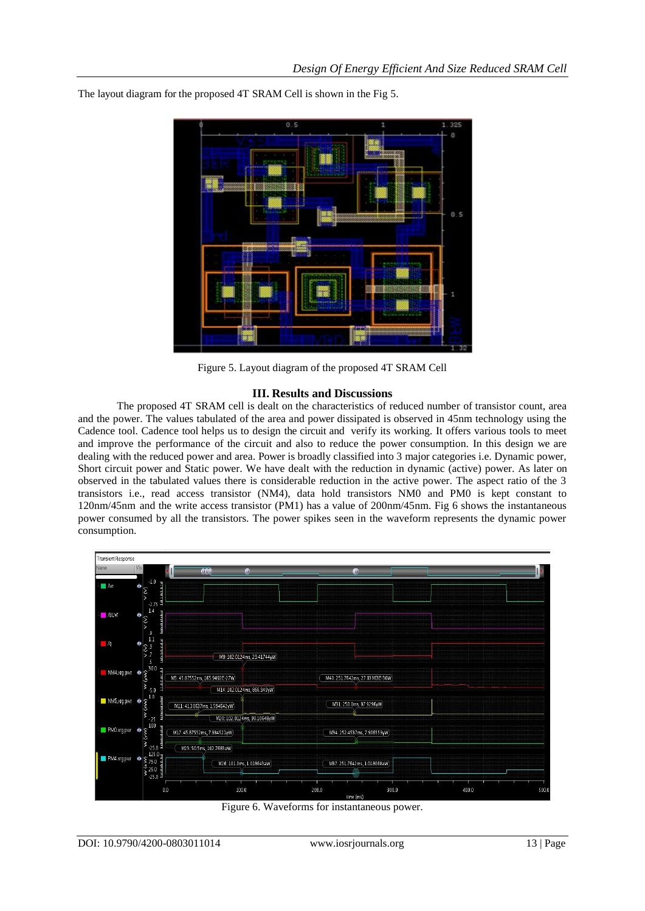The layout diagram for the proposed 4T SRAM Cell is shown in the Fig 5.

Figure 5. Layout diagram of the proposed 4T SRAM Cell

## III. Results and Discussions

The proposed 4T SRAM cell is dealt on the characteristics of reduced number of transistor count, area and the power. The values tabulated of the area and power dissipated is observed in 45nm technology using the Cadence tool. Cadence tool helps us to design the circuit and verify its working. It offers various tools to meet and improve the performance of the circuit and also to reduce the power consumption. In this design we are dealing with the reduced power and area. Power is broadly classified into 3 major categories i.e. Dynamic power, Short circuit power and Static power. We have dealt with the reduction in dynamic (active) power. As later on observed in the tabulated values there is considerable reduction in the active power. The aspect ratio of the 3 transistors i.e., read access transistor (NM4), data hold transistors NM0 and PM0 is kept constant to 120nm/45nm and the write access transistor (PM1) has a value of 200nm/45nm. Fig 6 shows the instantaneous power consumed by all the transistors. The power spikes seen in the waveform represents the dynamic power consumption.

Figure 6. Waveforms for instantaneous power.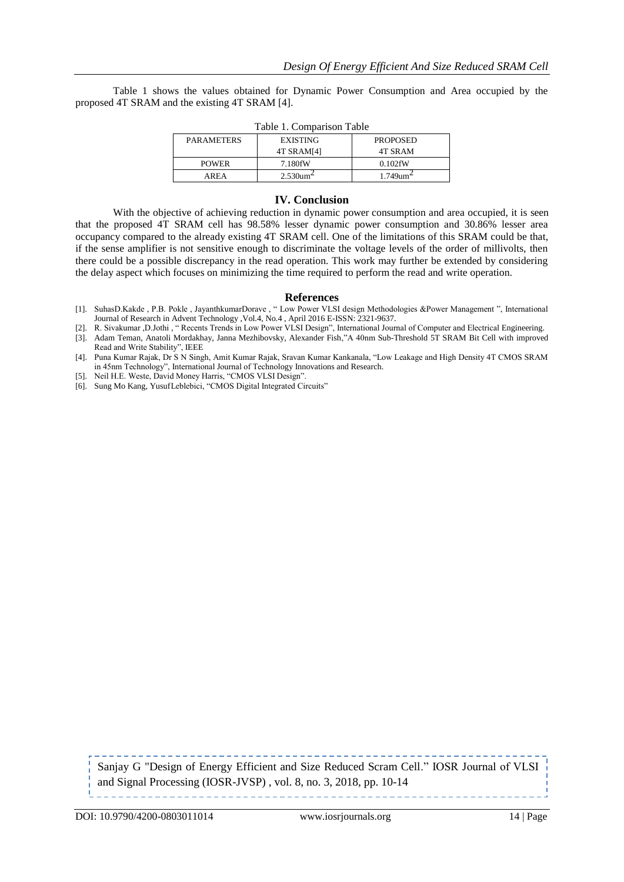Table 1 shows the values obtained for Dynamic Power Consumption and Area occupied by the proposed 4T SRAM and the existing 4T SRAM [4].

Table 1. Comparison Table

| PARAMETERS | EXISTING 4T SRAM[4] | PROPOSED 4T SRAM |
|---|---|---|
| POWER | 7.180fW | 0.102fW |
| AREA | $2.530\text{um}^2$ | $1.749\text{um}^2$ |

## IV. Conclusion

With the objective of achieving reduction in dynamic power consumption and area occupied, it is seen that the proposed 4T SRAM cell has 98.58% lesser dynamic power consumption and 30.86% lesser area occupancy compared to the already existing 4T SRAM cell. One of the limitations of this SRAM could be that, if the sense amplifier is not sensitive enough to discriminate the voltage levels of the order of millivolts, then there could be a possible discrepancy in the read operation. This work may further be extended by considering the delay aspect which focuses on minimizing the time required to perform the read and write operation.

## References

[1]. SuhasD.Kakde , P.B. Pokle , JayanthkumarDorave , " Low Power VLSI design Methodologies &Power Management ", International Journal of Research in Advent Technology ,Vol.4, No.4 , April 2016 E-ISSN: 2321-9637.

[2]. R. Sivakumar ,D.Jothi , " Recents Trends in Low Power VLSI Design", International Journal of Computer and Electrical Engineering.

[3]. Adam Teman, Anatoli Mordakhay, Janna Mezhibovsky, Alexander Fish,"A 40nm Sub-Threshold 5T SRAM Bit Cell with improved Read and Write Stability", IEEE

[4]. Puna Kumar Rajak, Dr S N Singh, Amit Kumar Rajak, Sravan Kumar Kankanala, "Low Leakage and High Density 4T CMOS SRAM in 45nm Technology", International Journal of Technology Innovations and Research.

[5]. Neil H.E. Weste, David Money Harris, "CMOS VLSI Design".

[6]. Sung Mo Kang, YusufLeblebici, "CMOS Digital Integrated Circuits"

Sanjay G "Design of Energy Efficient and Size Reduced Scram Cell." IOSR Journal of VLSI and Signal Processing (IOSR-JVSP) , vol. 8, no. 3, 2018, pp. 10-14